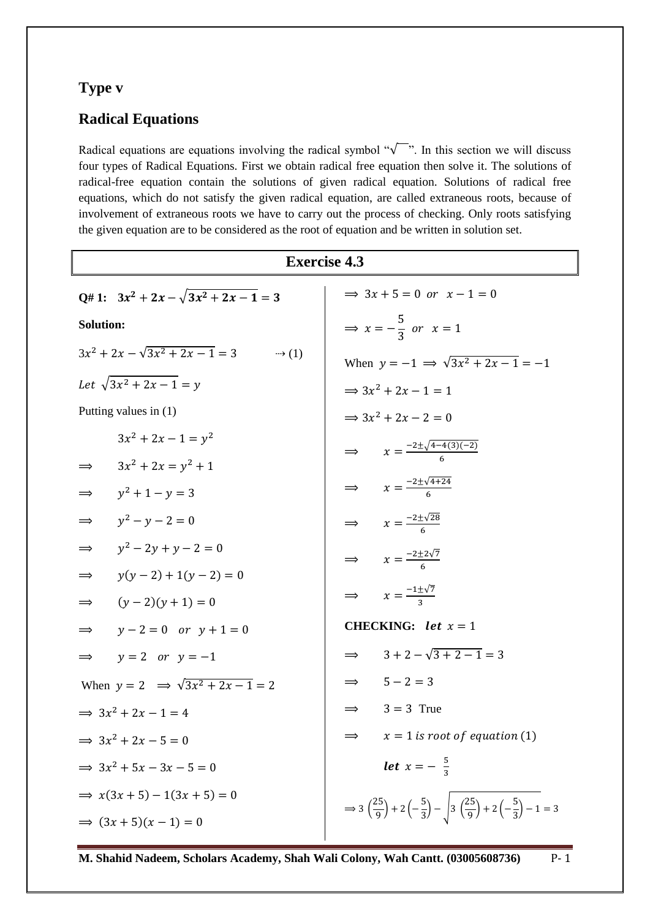## Type v

## Radical Equations

Radical equations are equations involving the radical symbol "$\sqrt{\ }$". In this section we will discuss four types of Radical Equations. First we obtain radical free equation then solve it. The solutions of radical-free equation contain the solutions of given radical equation. Solutions of radical free equations, which do not satisfy the given radical equation, are called extraneous roots, because of involvement of extraneous roots we have to carry out the process of checking. Only roots satisfying the given equation are to be considered as the root of equation and be written in solution set.

### Exercise 4.3

**Q# 1:** $\mathbf{3x^2 + 2x - \sqrt{3x^2 + 2x - 1} = 3}$

**Solution:**

$3x^2 + 2x - \sqrt{3x^2 + 2x - 1} = 3 \qquad \cdots (1)$

$Let\ \sqrt{3x^2 + 2x - 1} = y$

Putting values in (1)

$3x^2 + 2x - 1 = y^2$

$\Rightarrow \quad 3x^2 + 2x = y^2 + 1$

$\Rightarrow \quad y^2 + 1 - y = 3$

$\Rightarrow \quad y^2 - y - 2 = 0$

$\Rightarrow \quad y^2 - 2y + y - 2 = 0$

$\Rightarrow \quad y(y-2) + 1(y-2) = 0$

$\Rightarrow \quad (y-2)(y+1) = 0$

$\Rightarrow \quad y - 2 = 0 \quad or \quad y + 1 = 0$

$\Rightarrow \quad y = 2 \quad or \quad y = -1$

When $y = 2 \ \Rightarrow \sqrt{3x^2 + 2x - 1} = 2$

$\Rightarrow \ 3x^2 + 2x - 1 = 4$

$\Rightarrow \ 3x^2 + 2x - 5 = 0$

$\Rightarrow \ 3x^2 + 5x - 3x - 5 = 0$

$\Rightarrow \ x(3x+5) - 1(3x+5) = 0$

$\Rightarrow \ (3x+5)(x-1) = 0$

$\Rightarrow \ 3x + 5 = 0 \ \ or \ \ x - 1 = 0$

$\Rightarrow \ x = -\frac{5}{3} \ \ or \ \ x = 1$

When $y = -1 \Rightarrow \sqrt{3x^2 + 2x - 1} = -1$

$\Rightarrow 3x^2 + 2x - 1 = 1$

$\Rightarrow 3x^2 + 2x - 2 = 0$

$\Rightarrow \quad x = \frac{-2 \pm \sqrt{4 - 4(3)(-2)}}{6}$

$\Rightarrow \quad x = \frac{-2 \pm \sqrt{4 + 24}}{6}$

$\Rightarrow \quad x = \frac{-2 \pm \sqrt{28}}{6}$

$\Rightarrow \quad x = \frac{-2 \pm 2\sqrt{7}}{6}$

$\Rightarrow \quad x = \frac{-1 \pm \sqrt{7}}{3}$

**CHECKING:** $\boldsymbol{let\ x = 1}$

$\Rightarrow \quad 3 + 2 - \sqrt{3 + 2 - 1} = 3$

$\Rightarrow \quad 5 - 2 = 3$

$\Rightarrow \quad 3 = 3$ True

$\Rightarrow \quad x = 1\ is\ root\ of\ equation\ (1)$

$\boldsymbol{let\ x = -\frac{5}{3}}$

$\Rightarrow 3\left(\frac{25}{9}\right) + 2\left(-\frac{5}{3}\right) - \sqrt{3\left(\frac{25}{9}\right) + 2\left(-\frac{5}{3}\right) - 1} = 3$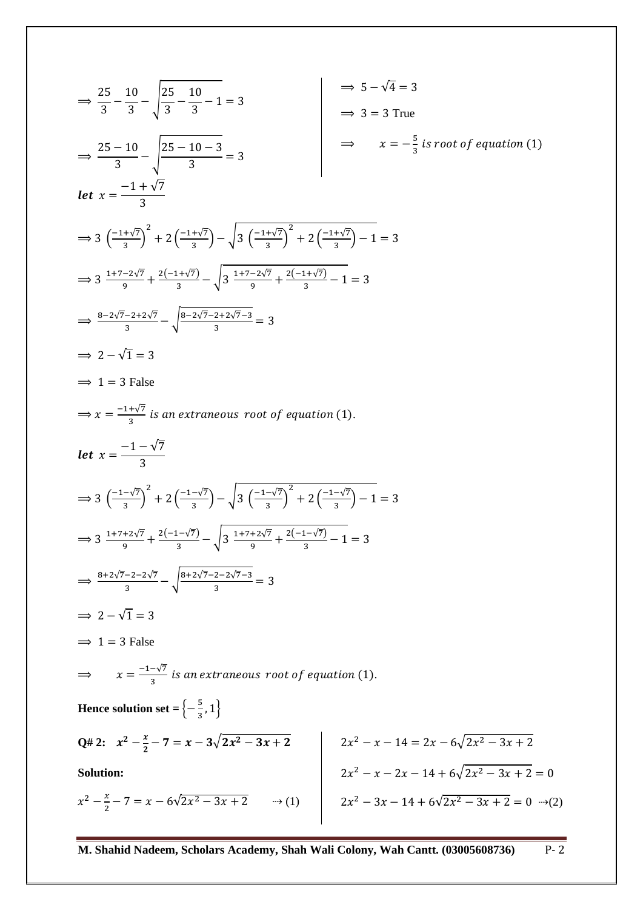$$\Rightarrow \frac{25}{3} - \frac{10}{3} - \sqrt{\frac{25}{3} - \frac{10}{3} - 1} = 3$$

$$\Rightarrow \frac{25-10}{3} - \sqrt{\frac{25-10-3}{3}} = 3$$

$$\Rightarrow 5 - \sqrt{4} = 3$$

$$\Rightarrow 3 = 3 \text{ True}$$

$$\Rightarrow \quad x = -\tfrac{5}{3} \textit{ is root of equation } (1)$$

***let*** $x = \dfrac{-1+\sqrt{7}}{3}$

$$\Rightarrow 3\left(\tfrac{-1+\sqrt{7}}{3}\right)^2 + 2\left(\tfrac{-1+\sqrt{7}}{3}\right) - \sqrt{3\left(\tfrac{-1+\sqrt{7}}{3}\right)^2 + 2\left(\tfrac{-1+\sqrt{7}}{3}\right) - 1} = 3$$

$$\Rightarrow 3\ \tfrac{1+7-2\sqrt{7}}{9} + \tfrac{2(-1+\sqrt{7})}{3} - \sqrt{3\ \tfrac{1+7-2\sqrt{7}}{9} + \tfrac{2(-1+\sqrt{7})}{3} - 1} = 3$$

$$\Rightarrow \tfrac{8-2\sqrt{7}-2+2\sqrt{7}}{3} - \sqrt{\tfrac{8-2\sqrt{7}-2+2\sqrt{7}-3}{3}} = 3$$

$$\Rightarrow 2 - \sqrt{1} = 3$$

$$\Rightarrow 1 = 3 \text{ False}$$

$$\Rightarrow x = \tfrac{-1+\sqrt{7}}{3} \textit{ is an extraneous root of equation } (1).$$

***let*** $x = \dfrac{-1-\sqrt{7}}{3}$

$$\Rightarrow 3\left(\tfrac{-1-\sqrt{7}}{3}\right)^2 + 2\left(\tfrac{-1-\sqrt{7}}{3}\right) - \sqrt{3\left(\tfrac{-1-\sqrt{7}}{3}\right)^2 + 2\left(\tfrac{-1-\sqrt{7}}{3}\right) - 1} = 3$$

$$\Rightarrow 3\ \tfrac{1+7+2\sqrt{7}}{9} + \tfrac{2(-1-\sqrt{7})}{3} - \sqrt{3\ \tfrac{1+7+2\sqrt{7}}{9} + \tfrac{2(-1-\sqrt{7})}{3} - 1} = 3$$

$$\Rightarrow \tfrac{8+2\sqrt{7}-2-2\sqrt{7}}{3} - \sqrt{\tfrac{8+2\sqrt{7}-2-2\sqrt{7}-3}{3}} = 3$$

$$\Rightarrow 2 - \sqrt{1} = 3$$

$$\Rightarrow 1 = 3 \text{ False}$$

$$\Rightarrow \quad x = \tfrac{-1-\sqrt{7}}{3} \textit{ is an extraneous root of equation } (1).$$

**Hence solution set =** $\left\{-\frac{5}{3}, 1\right\}$

**Q# 2:** $\boldsymbol{x^2 - \frac{x}{2} - 7 = x - 3\sqrt{2x^2 - 3x + 2}}$

**Solution:**

$$x^2 - \frac{x}{2} - 7 = x - 6\sqrt{2x^2 - 3x + 2} \quad \rightarrow (1)$$

$$2x^2 - x - 14 = 2x - 6\sqrt{2x^2 - 3x + 2}$$

$$2x^2 - x - 2x - 14 + 6\sqrt{2x^2 - 3x + 2} = 0$$

$$2x^2 - 3x - 14 + 6\sqrt{2x^2 - 3x + 2} = 0 \quad \rightarrow (2)$$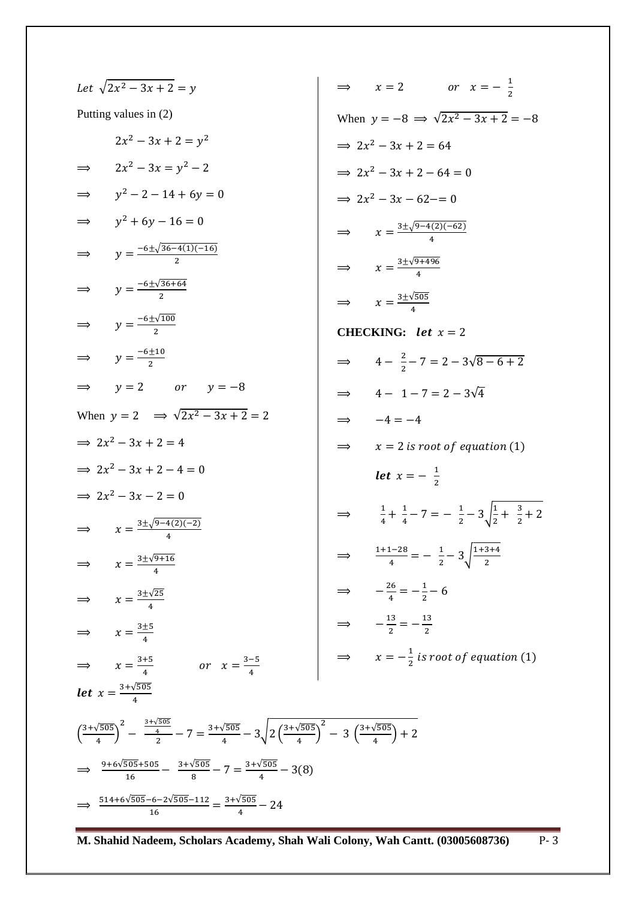$Let\ \sqrt{2x^2 - 3x + 2} = y$

Putting values in (2)

$$2x^2 - 3x + 2 = y^2$$

$$\Rightarrow \quad 2x^2 - 3x = y^2 - 2$$

$$\Rightarrow \quad y^2 - 2 - 14 + 6y = 0$$

$$\Rightarrow \quad y^2 + 6y - 16 = 0$$

$$\Rightarrow \quad y = \frac{-6 \pm \sqrt{36 - 4(1)(-16)}}{2}$$

$$\Rightarrow \quad y = \frac{-6 \pm \sqrt{36 + 64}}{2}$$

$$\Rightarrow \quad y = \frac{-6 \pm \sqrt{100}}{2}$$

$$\Rightarrow \quad y = \frac{-6 \pm 10}{2}$$

$$\Rightarrow \quad y = 2 \qquad or \qquad y = -8$$

When $y = 2 \quad \Rightarrow \sqrt{2x^2 - 3x + 2} = 2$

$$\Rightarrow 2x^2 - 3x + 2 = 4$$

$$\Rightarrow 2x^2 - 3x + 2 - 4 = 0$$

$$\Rightarrow 2x^2 - 3x - 2 = 0$$

$$\Rightarrow \quad x = \frac{3 \pm \sqrt{9 - 4(2)(-2)}}{4}$$

$$\Rightarrow \quad x = \frac{3 \pm \sqrt{9 + 16}}{4}$$

$$\Rightarrow \quad x = \frac{3 \pm \sqrt{25}}{4}$$

$$\Rightarrow \quad x = \frac{3 \pm 5}{4}$$

$$\Rightarrow \quad x = \frac{3+5}{4} \qquad or \quad x = \frac{3-5}{4}$$

$$\Rightarrow \quad x = 2 \qquad or \quad x = -\frac{1}{2}$$

When $y = -8 \Rightarrow \sqrt{2x^2 - 3x + 2} = -8$

$$\Rightarrow 2x^2 - 3x + 2 = 64$$

$$\Rightarrow 2x^2 - 3x + 2 - 64 = 0$$

$$\Rightarrow 2x^2 - 3x - 62 -= 0$$

$$\Rightarrow \quad x = \frac{3 \pm \sqrt{9 - 4(2)(-62)}}{4}$$

$$\Rightarrow \quad x = \frac{3 \pm \sqrt{9 + 496}}{4}$$

$$\Rightarrow \quad x = \frac{3 \pm \sqrt{505}}{4}$$

**CHECKING:** $\boldsymbol{let}\ x = 2$

$$\Rightarrow \quad 4 - \frac{2}{2} - 7 = 2 - 3\sqrt{8 - 6 + 2}$$

$$\Rightarrow \quad 4 - 1 - 7 = 2 - 3\sqrt{4}$$

$$\Rightarrow \quad -4 = -4$$

$$\Rightarrow \quad x = 2\ is\ root\ of\ equation\ (1)$$

$\boldsymbol{let}\ x = -\frac{1}{2}$

$$\Rightarrow \quad \frac{1}{4} + \frac{1}{4} - 7 = -\frac{1}{2} - 3\sqrt{\frac{1}{2} + \frac{3}{2} + 2}$$

$$\Rightarrow \quad \frac{1 + 1 - 28}{4} = -\frac{1}{2} - 3\sqrt{\frac{1 + 3 + 4}{2}}$$

$$\Rightarrow \quad -\frac{26}{4} = -\frac{1}{2} - 6$$

$$\Rightarrow \quad -\frac{13}{2} = -\frac{13}{2}$$

$$\Rightarrow \quad x = -\frac{1}{2}\ is\ root\ of\ equation\ (1)$$

$\boldsymbol{let}\ x = \frac{3 + \sqrt{505}}{4}$

$$\left(\frac{3+\sqrt{505}}{4}\right)^2 - \frac{\frac{3+\sqrt{505}}{4}}{2} - 7 = \frac{3+\sqrt{505}}{4} - 3\sqrt{2\left(\frac{3+\sqrt{505}}{4}\right)^2 - 3\left(\frac{3+\sqrt{505}}{4}\right) + 2}$$

$$\Rightarrow \quad \frac{9 + 6\sqrt{505} + 505}{16} - \frac{3 + \sqrt{505}}{8} - 7 = \frac{3+\sqrt{505}}{4} - 3(8)$$

$$\Rightarrow \quad \frac{514 + 6\sqrt{505} - 6 - 2\sqrt{505} - 112}{16} = \frac{3+\sqrt{505}}{4} - 24$$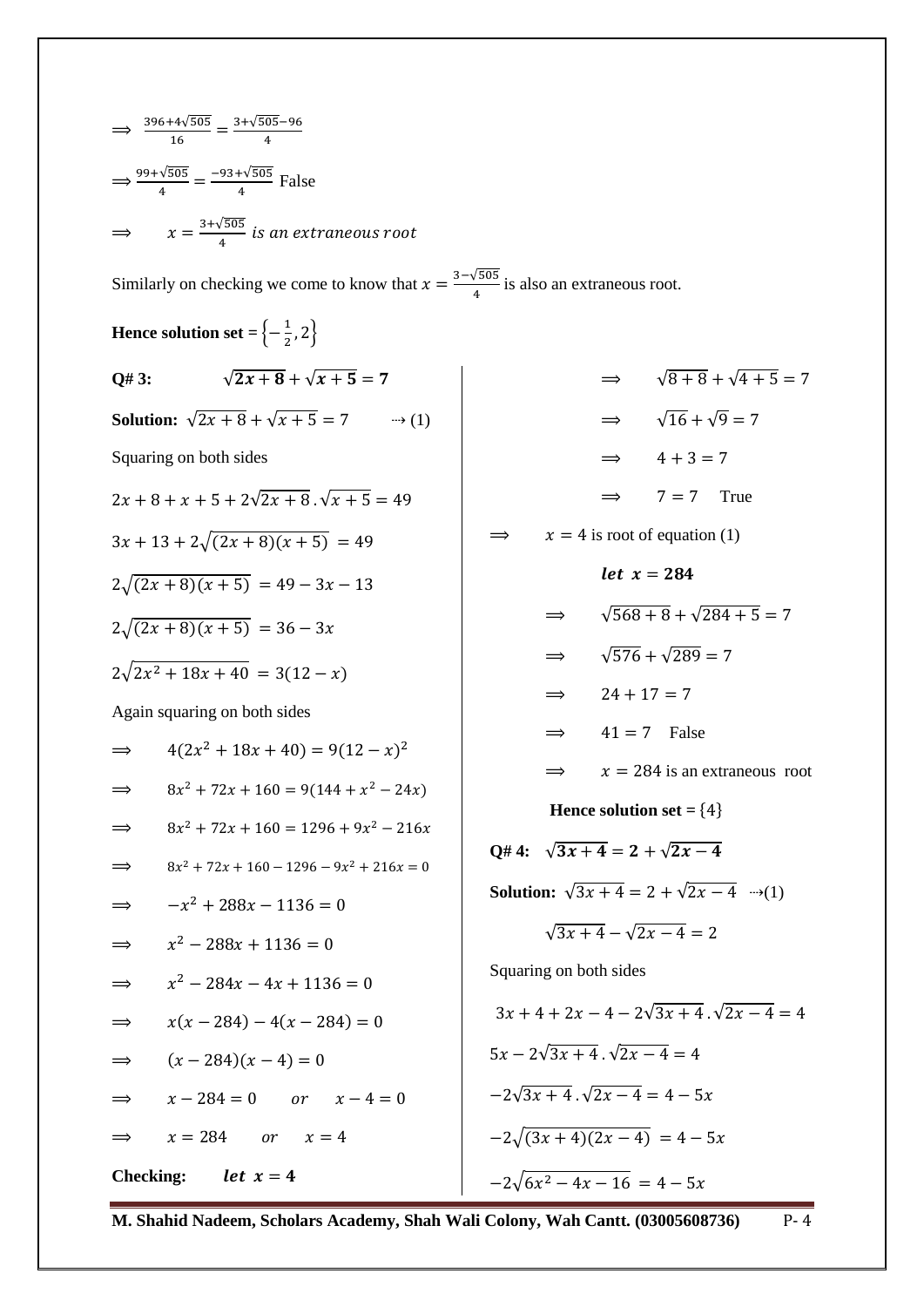$\Longrightarrow \frac{396+4\sqrt{505}}{16} = \frac{3+\sqrt{505}-96}{4}$

$\Longrightarrow \frac{99+\sqrt{505}}{4} = \frac{-93+\sqrt{505}}{4}$ False

$\Longrightarrow \quad x = \frac{3+\sqrt{505}}{4}$ *is an extraneous root*

Similarly on checking we come to know that $x = \frac{3-\sqrt{505}}{4}$ is also an extraneous root.

**Hence solution set** = $\left\{-\frac{1}{2}, 2\right\}$

**Q# 3:** $\quad \boldsymbol{\sqrt{2x+8} + \sqrt{x+5} = 7}$

**Solution:** $\sqrt{2x+8} + \sqrt{x+5} = 7 \qquad \rightarrow (1)$

Squaring on both sides

$2x + 8 + x + 5 + 2\sqrt{2x+8}\,.\sqrt{x+5} = 49$

$3x + 13 + 2\sqrt{(2x+8)(x+5)} = 49$

$2\sqrt{(2x+8)(x+5)} = 49 - 3x - 13$

$2\sqrt{(2x+8)(x+5)} = 36 - 3x$

$2\sqrt{2x^2 + 18x + 40} = 3(12 - x)$

Again squaring on both sides

$\Longrightarrow \quad 4(2x^2 + 18x + 40) = 9(12 - x)^2$

$\Longrightarrow \quad 8x^2 + 72x + 160 = 9(144 + x^2 - 24x)$

$\Longrightarrow \quad 8x^2 + 72x + 160 = 1296 + 9x^2 - 216x$

$\Longrightarrow \quad 8x^2 + 72x + 160 - 1296 - 9x^2 + 216x = 0$

$\Longrightarrow \quad -x^2 + 288x - 1136 = 0$

$\Longrightarrow \quad x^2 - 288x + 1136 = 0$

$\Longrightarrow \quad x^2 - 284x - 4x + 1136 = 0$

$\Longrightarrow \quad x(x - 284) - 4(x - 284) = 0$

$\Longrightarrow \quad (x - 284)(x - 4) = 0$

$\Longrightarrow \quad x - 284 = 0 \quad or \quad x - 4 = 0$

$\Longrightarrow \quad x = 284 \quad or \quad x = 4$

**Checking:** $\quad \boldsymbol{let\ x = 4}$

$\Longrightarrow \quad \sqrt{8+8} + \sqrt{4+5} = 7$

$\Longrightarrow \quad \sqrt{16} + \sqrt{9} = 7$

$\Longrightarrow \quad 4 + 3 = 7$

$\Longrightarrow \quad 7 = 7$ True

$\Longrightarrow \quad x = 4$ is root of equation (1)

$\boldsymbol{let\ x = 284}$

$\Longrightarrow \quad \sqrt{568+8} + \sqrt{284+5} = 7$

$\Longrightarrow \quad \sqrt{576} + \sqrt{289} = 7$

$\Longrightarrow \quad 24 + 17 = 7$

$\Longrightarrow \quad 41 = 7$ False

$\Longrightarrow \quad x = 284$ is an extraneous root

**Hence solution set** = $\{4\}$

**Q# 4:** $\quad \boldsymbol{\sqrt{3x+4} = 2 + \sqrt{2x-4}}$

**Solution:** $\sqrt{3x+4} = 2 + \sqrt{2x-4} \quad \rightarrow (1)$

$\sqrt{3x+4} - \sqrt{2x-4} = 2$

Squaring on both sides

$3x + 4 + 2x - 4 - 2\sqrt{3x+4}\,.\sqrt{2x-4} = 4$

$5x - 2\sqrt{3x+4}\,.\sqrt{2x-4} = 4$

$-2\sqrt{3x+4}\,.\sqrt{2x-4} = 4 - 5x$

$-2\sqrt{(3x+4)(2x-4)} = 4 - 5x$

$-2\sqrt{6x^2 - 4x - 16} = 4 - 5x$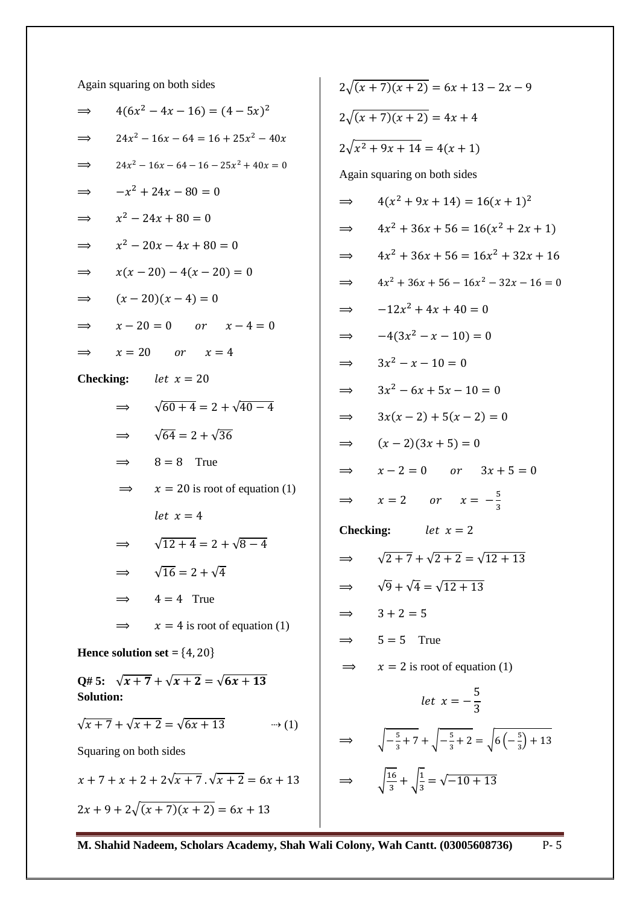Again squaring on both sides

$\Longrightarrow \quad 4(6x^2 - 4x - 16) = (4 - 5x)^2$

$\Longrightarrow \quad 24x^2 - 16x - 64 = 16 + 25x^2 - 40x$

$\Longrightarrow \quad 24x^2 - 16x - 64 - 16 - 25x^2 + 40x = 0$

$\Longrightarrow \quad -x^2 + 24x - 80 = 0$

$\Longrightarrow \quad x^2 - 24x + 80 = 0$

$\Longrightarrow \quad x^2 - 20x - 4x + 80 = 0$

$\Longrightarrow \quad x(x - 20) - 4(x - 20) = 0$

$\Longrightarrow \quad (x - 20)(x - 4) = 0$

$\Longrightarrow \quad x - 20 = 0 \quad or \quad x - 4 = 0$

$\Longrightarrow \quad x = 20 \quad or \quad x = 4$

**Checking:** $let\ \ x = 20$

$\Longrightarrow \quad \sqrt{60 + 4} = 2 + \sqrt{40 - 4}$

$\Longrightarrow \quad \sqrt{64} = 2 + \sqrt{36}$

$\Longrightarrow \quad 8 = 8$ True

$\Longrightarrow \quad x = 20$ is root of equation (1)

$let\ \ x = 4$

$\Longrightarrow \quad \sqrt{12 + 4} = 2 + \sqrt{8 - 4}$

$\Longrightarrow \quad \sqrt{16} = 2 + \sqrt{4}$

$\Longrightarrow \quad 4 = 4$ True

$\Longrightarrow \quad x = 4$ is root of equation (1)

**Hence solution set** = $\{4, 20\}$

**Q# 5:** $\sqrt{x+7} + \sqrt{x+2} = \sqrt{6x+13}$

**Solution:**

$\sqrt{x+7} + \sqrt{x+2} = \sqrt{6x+13} \qquad \rightsquigarrow (1)$

Squaring on both sides

$x + 7 + x + 2 + 2\sqrt{x+7}\,.\sqrt{x+2} = 6x + 13$

$2x + 9 + 2\sqrt{(x+7)(x+2)} = 6x + 13$

$2\sqrt{(x+7)(x+2)} = 6x + 13 - 2x - 9$

$2\sqrt{(x+7)(x+2)} = 4x + 4$

$2\sqrt{x^2 + 9x + 14} = 4(x + 1)$

Again squaring on both sides

$\Longrightarrow \quad 4(x^2 + 9x + 14) = 16(x + 1)^2$

$\Longrightarrow \quad 4x^2 + 36x + 56 = 16(x^2 + 2x + 1)$

$\Longrightarrow \quad 4x^2 + 36x + 56 = 16x^2 + 32x + 16$

$\Longrightarrow \quad 4x^2 + 36x + 56 - 16x^2 - 32x - 16 = 0$

$\Longrightarrow \quad -12x^2 + 4x + 40 = 0$

$\Longrightarrow \quad -4(3x^2 - x - 10) = 0$

$\Longrightarrow \quad 3x^2 - x - 10 = 0$

$\Longrightarrow \quad 3x^2 - 6x + 5x - 10 = 0$

$\Longrightarrow \quad 3x(x - 2) + 5(x - 2) = 0$

$\Longrightarrow \quad (x - 2)(3x + 5) = 0$

$\Longrightarrow \quad x - 2 = 0 \quad or \quad 3x + 5 = 0$

$\Longrightarrow \quad x = 2 \quad or \quad x = -\frac{5}{3}$

**Checking:** $let\ \ x = 2$

$\Longrightarrow \quad \sqrt{2+7} + \sqrt{2+2} = \sqrt{12+13}$

$\Longrightarrow \quad \sqrt{9} + \sqrt{4} = \sqrt{12+13}$

$\Longrightarrow \quad 3 + 2 = 5$

$\Longrightarrow \quad 5 = 5$ True

$\Longrightarrow \quad x = 2$ is root of equation (1)

$let\ \ x = -\frac{5}{3}$

$\Longrightarrow \quad \sqrt{-\frac{5}{3} + 7} + \sqrt{-\frac{5}{3} + 2} = \sqrt{6\left(-\frac{5}{3}\right) + 13}$

$\Longrightarrow \quad \sqrt{\frac{16}{3}} + \sqrt{\frac{1}{3}} = \sqrt{-10 + 13}$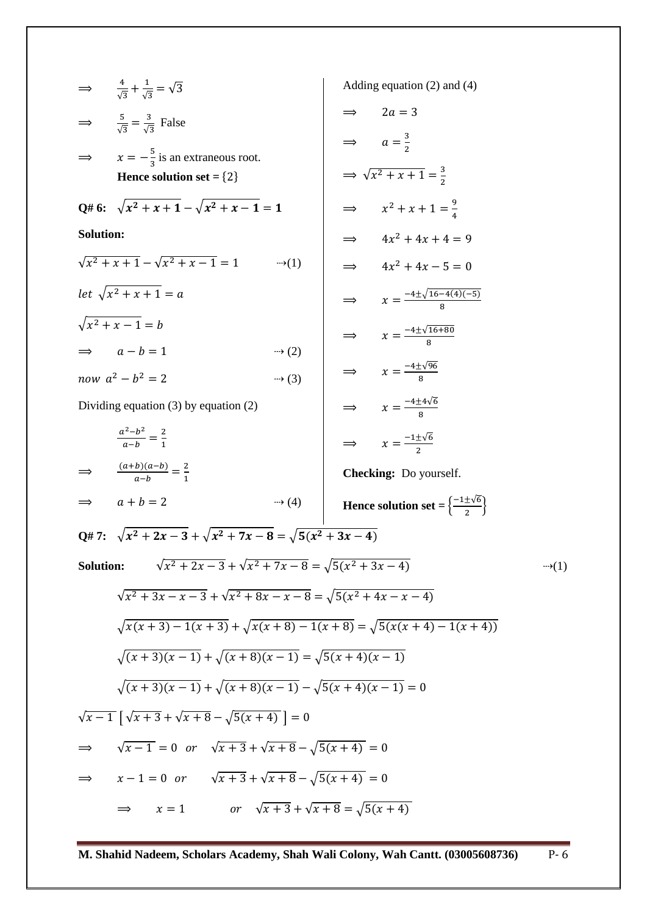$\Rightarrow \quad \frac{4}{\sqrt{3}} + \frac{1}{\sqrt{3}} = \sqrt{3}$

$\Rightarrow \quad \frac{5}{\sqrt{3}} = \frac{3}{\sqrt{3}}$ False

$\Rightarrow \quad x = -\frac{5}{3}$ is an extraneous root.

**Hence solution set** = $\{2\}$

**Q# 6:** $\sqrt{x^2+x+1} - \sqrt{x^2+x-1} = 1$

**Solution:**

$\sqrt{x^2+x+1} - \sqrt{x^2+x-1} = 1 \quad \cdots\to(1)$

$let\ \sqrt{x^2+x+1} = a$

$\sqrt{x^2+x-1} = b$

$\Rightarrow \quad a - b = 1 \quad \cdots\to(2)$

$now\ a^2 - b^2 = 2 \quad \cdots\to(3)$

Dividing equation (3) by equation (2)

$\frac{a^2-b^2}{a-b} = \frac{2}{1}$

$\Rightarrow \quad \frac{(a+b)(a-b)}{a-b} = \frac{2}{1}$

$\Rightarrow \quad a + b = 2 \quad \cdots\to(4)$

Adding equation (2) and (4)

$\Rightarrow \quad 2a = 3$

$\Rightarrow \quad a = \frac{3}{2}$

$\Rightarrow \sqrt{x^2+x+1} = \frac{3}{2}$

$\Rightarrow \quad x^2 + x + 1 = \frac{9}{4}$

$\Rightarrow \quad 4x^2 + 4x + 4 = 9$

$\Rightarrow \quad 4x^2 + 4x - 5 = 0$

$\Rightarrow \quad x = \frac{-4 \pm \sqrt{16-4(4)(-5)}}{8}$

$\Rightarrow \quad x = \frac{-4 \pm \sqrt{16+80}}{8}$

$\Rightarrow \quad x = \frac{-4 \pm \sqrt{96}}{8}$

$\Rightarrow \quad x = \frac{-4 \pm 4\sqrt{6}}{8}$

$\Rightarrow \quad x = \frac{-1 \pm \sqrt{6}}{2}$

**Checking:** Do yourself.

**Hence solution set** = $\left\{\frac{-1 \pm \sqrt{6}}{2}\right\}$

**Q# 7:** $\sqrt{x^2+2x-3} + \sqrt{x^2+7x-8} = \sqrt{5(x^2+3x-4)}$

**Solution:** $\sqrt{x^2+2x-3} + \sqrt{x^2+7x-8} = \sqrt{5(x^2+3x-4)} \quad \cdots\to(1)$

$\sqrt{x^2+3x-x-3} + \sqrt{x^2+8x-x-8} = \sqrt{5(x^2+4x-x-4)}$

$\sqrt{x(x+3)-1(x+3)} + \sqrt{x(x+8)-1(x+8)} = \sqrt{5(x(x+4)-1(x+4))}$

$\sqrt{(x+3)(x-1)} + \sqrt{(x+8)(x-1)} = \sqrt{5(x+4)(x-1)}$

$\sqrt{(x+3)(x-1)} + \sqrt{(x+8)(x-1)} - \sqrt{5(x+4)(x-1)} = 0$

$\sqrt{x-1}\left[\sqrt{x+3} + \sqrt{x+8} - \sqrt{5(x+4)}\right] = 0$

$\Rightarrow \quad \sqrt{x-1} = 0 \quad or \quad \sqrt{x+3} + \sqrt{x+8} - \sqrt{5(x+4)} = 0$

$\Rightarrow \quad x - 1 = 0 \quad or \quad \sqrt{x+3} + \sqrt{x+8} - \sqrt{5(x+4)} = 0$

$\Rightarrow \quad x = 1 \quad or \quad \sqrt{x+3} + \sqrt{x+8} = \sqrt{5(x+4)}$

**M. Shahid Nadeem, Scholars Academy, Shah Wali Colony, Wah Cantt. (03005608736)**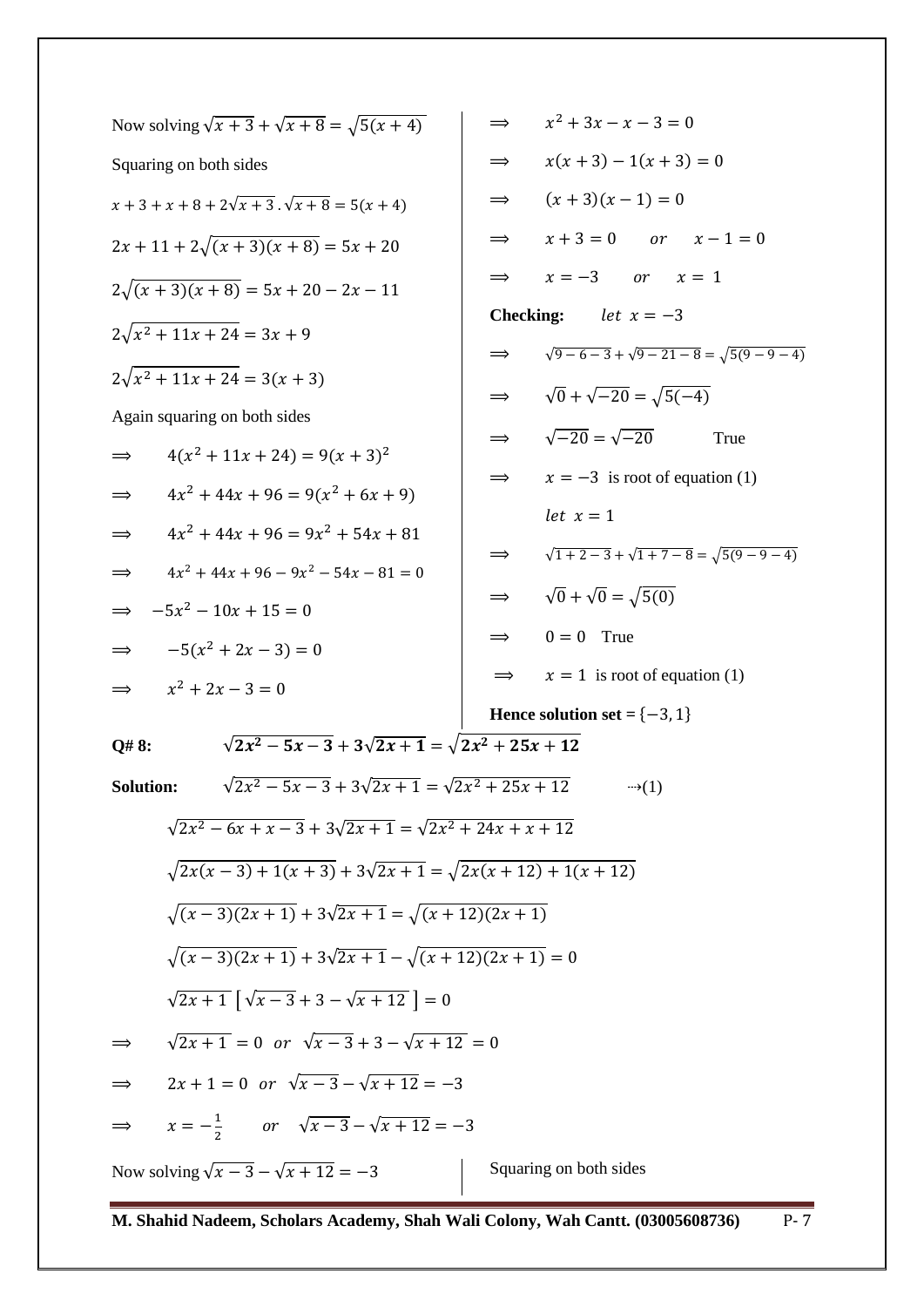Now solving $\sqrt{x+3}+\sqrt{x+8}=\sqrt{5(x+4)}$

Squaring on both sides

$x+3+x+8+2\sqrt{x+3}\,.\sqrt{x+8}=5(x+4)$

$2x+11+2\sqrt{(x+3)(x+8)}=5x+20$

$2\sqrt{(x+3)(x+8)}=5x+20-2x-11$

$2\sqrt{x^2+11x+24}=3x+9$

$2\sqrt{x^2+11x+24}=3(x+3)$

Again squaring on both sides

$\Rightarrow \quad 4(x^2+11x+24)=9(x+3)^2$

$\Rightarrow \quad 4x^2+44x+96=9(x^2+6x+9)$

$\Rightarrow \quad 4x^2+44x+96=9x^2+54x+81$

$\Rightarrow \quad 4x^2+44x+96-9x^2-54x-81=0$

$\Rightarrow \quad -5x^2-10x+15=0$

$\Rightarrow \quad -5(x^2+2x-3)=0$

$\Rightarrow \quad x^2+2x-3=0$

$\Rightarrow \quad x^2+3x-x-3=0$

$\Rightarrow \quad x(x+3)-1(x+3)=0$

$\Rightarrow \quad (x+3)(x-1)=0$

$\Rightarrow \quad x+3=0 \quad or \quad x-1=0$

$\Rightarrow \quad x=-3 \quad or \quad x=1$

**Checking:** $\quad let\ x=-3$

$\Rightarrow \quad \sqrt{9-6-3}+\sqrt{9-21-8}=\sqrt{5(9-9-4)}$

$\Rightarrow \quad \sqrt{0}+\sqrt{-20}=\sqrt{5(-4)}$

$\Rightarrow \quad \sqrt{-20}=\sqrt{-20} \quad$ True

$\Rightarrow \quad x=-3$ is root of equation (1)

$let\ x=1$

$\Rightarrow \quad \sqrt{1+2-3}+\sqrt{1+7-8}=\sqrt{5(9-9-4)}$

$\Rightarrow \quad \sqrt{0}+\sqrt{0}=\sqrt{5(0)}$

$\Rightarrow \quad 0=0$ True

$\Rightarrow \quad x=1$ is root of equation (1)

**Hence solution set** = $\{-3,1\}$

**Q# 8:** $\quad \boldsymbol{\sqrt{2x^2-5x-3}+3\sqrt{2x+1}=\sqrt{2x^2+25x+12}}$

**Solution:** $\quad \sqrt{2x^2-5x-3}+3\sqrt{2x+1}=\sqrt{2x^2+25x+12} \quad \cdots\rightarrow(1)$

$\sqrt{2x^2-6x+x-3}+3\sqrt{2x+1}=\sqrt{2x^2+24x+x+12}$

$\sqrt{2x(x-3)+1(x+3)}+3\sqrt{2x+1}=\sqrt{2x(x+12)+1(x+12)}$

$\sqrt{(x-3)(2x+1)}+3\sqrt{2x+1}=\sqrt{(x+12)(2x+1)}$

$\sqrt{(x-3)(2x+1)}+3\sqrt{2x+1}-\sqrt{(x+12)(2x+1)}=0$

$\sqrt{2x+1}\left[\sqrt{x-3}+3-\sqrt{x+12}\right]=0$

$\Rightarrow \quad \sqrt{2x+1}=0 \ \ or \ \ \sqrt{x-3}+3-\sqrt{x+12}=0$

$\Rightarrow \quad 2x+1=0 \ \ or \ \ \sqrt{x-3}-\sqrt{x+12}=-3$

$\Rightarrow \quad x=-\frac{1}{2} \quad or \quad \sqrt{x-3}-\sqrt{x+12}=-3$

Now solving $\sqrt{x-3}-\sqrt{x+12}=-3$

Squaring on both sides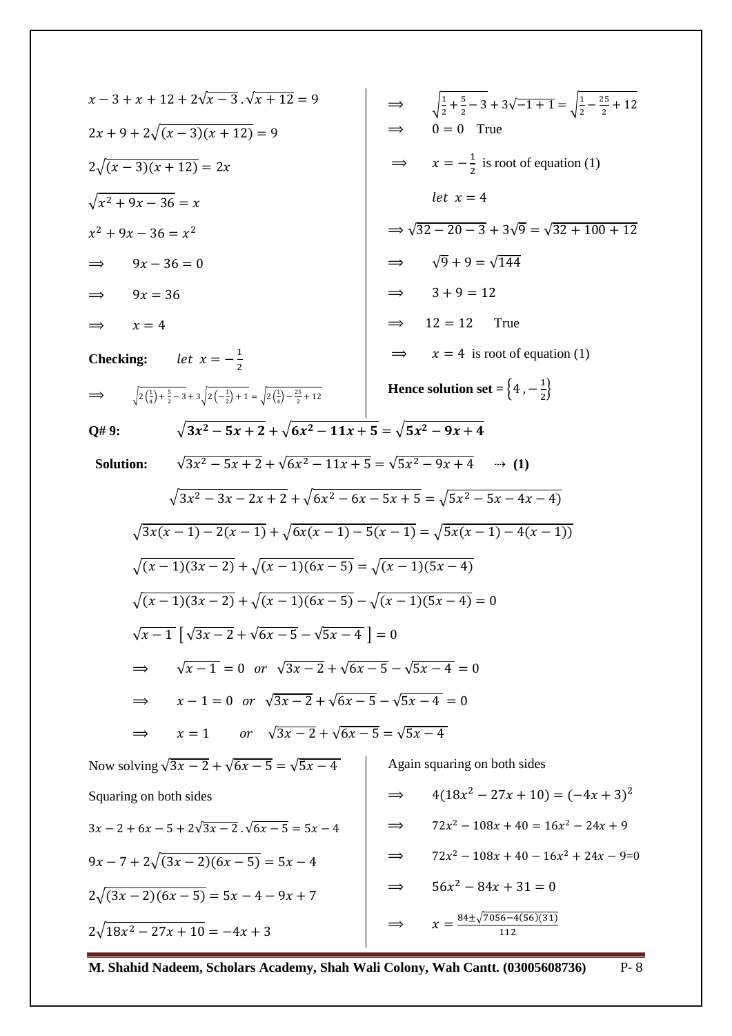$$x - 3 + x + 12 + 2\sqrt{x-3}\,.\sqrt{x+12} = 9$$

$$2x + 9 + 2\sqrt{(x-3)(x+12)} = 9$$

$$2\sqrt{(x-3)(x+12)} = 2x$$

$$\sqrt{x^2 + 9x - 36} = x$$

$$x^2 + 9x - 36 = x^2$$

$$\Rightarrow \quad 9x - 36 = 0$$

$$\Rightarrow \quad 9x = 36$$

$$\Rightarrow \quad x = 4$$

**Checking:** $\quad let\ \ x = -\frac{1}{2}$

$$\Rightarrow \quad \sqrt{2\left(\frac{1}{4}\right) + \frac{5}{2} - 3} + 3\sqrt{2\left(-\frac{1}{2}\right) + 1} = \sqrt{2\left(\frac{1}{4}\right) - \frac{25}{2} + 12}$$

$$\Rightarrow \quad \sqrt{\frac{1}{2} + \frac{5}{2} - 3} + 3\sqrt{-1+1} = \sqrt{\frac{1}{2} - \frac{25}{2} + 12}$$

$$\Rightarrow \quad 0 = 0 \quad \text{True}$$

$\Rightarrow \quad x = -\frac{1}{2}$ is root of equation (1)

$let\ \ x = 4$

$$\Rightarrow \sqrt{32 - 20 - 3} + 3\sqrt{9} = \sqrt{32 + 100 + 12}$$

$$\Rightarrow \quad \sqrt{9} + 9 = \sqrt{144}$$

$$\Rightarrow \quad 3 + 9 = 12$$

$$\Rightarrow \quad 12 = 12 \quad \text{True}$$

$\Rightarrow \quad x = 4$ is root of equation (1)

**Hence solution set =** $\left\{4\,, -\frac{1}{2}\right\}$

**Q# 9:** $\quad \boldsymbol{\sqrt{3x^2 - 5x + 2} + \sqrt{6x^2 - 11x + 5} = \sqrt{5x^2 - 9x + 4}}$

**Solution:** $\quad \sqrt{3x^2 - 5x + 2} + \sqrt{6x^2 - 11x + 5} = \sqrt{5x^2 - 9x + 4} \quad \rightsquigarrow$ **(1)**

$$\sqrt{3x^2 - 3x - 2x + 2} + \sqrt{6x^2 - 6x - 5x + 5} = \sqrt{5x^2 - 5x - 4x - 4)}$$

$$\sqrt{3x(x-1) - 2(x-1)} + \sqrt{6x(x-1) - 5(x-1)} = \sqrt{5x(x-1) - 4(x-1))}$$

$$\sqrt{(x-1)(3x-2)} + \sqrt{(x-1)(6x-5)} = \sqrt{(x-1)(5x-4)}$$

$$\sqrt{(x-1)(3x-2)} + \sqrt{(x-1)(6x-5)} - \sqrt{(x-1)(5x-4)} = 0$$

$$\sqrt{x-1}\,\left[\sqrt{3x-2} + \sqrt{6x-5} - \sqrt{5x-4}\,\right] = 0$$

$$\Rightarrow \quad \sqrt{x-1} = 0 \ \ or \ \ \sqrt{3x-2} + \sqrt{6x-5} - \sqrt{5x-4} = 0$$

$$\Rightarrow \quad x - 1 = 0 \ \ or \ \ \sqrt{3x-2} + \sqrt{6x-5} - \sqrt{5x-4} = 0$$

$$\Rightarrow \quad x = 1 \quad or \quad \sqrt{3x-2} + \sqrt{6x-5} = \sqrt{5x-4}$$

Now solving $\sqrt{3x-2} + \sqrt{6x-5} = \sqrt{5x-4}$

Squaring on both sides

$$3x - 2 + 6x - 5 + 2\sqrt{3x-2}\,.\sqrt{6x-5} = 5x - 4$$

$$9x - 7 + 2\sqrt{(3x-2)(6x-5)} = 5x - 4$$

$$2\sqrt{(3x-2)(6x-5)} = 5x - 4 - 9x + 7$$

$$2\sqrt{18x^2 - 27x + 10} = -4x + 3$$

Again squaring on both sides

$$\Rightarrow \quad 4(18x^2 - 27x + 10) = (-4x + 3)^2$$

$$\Rightarrow \quad 72x^2 - 108x + 40 = 16x^2 - 24x + 9$$

$$\Rightarrow \quad 72x^2 - 108x + 40 - 16x^2 + 24x - 9 = 0$$

$$\Rightarrow \quad 56x^2 - 84x + 31 = 0$$

$$\Rightarrow \quad x = \frac{84 \pm \sqrt{7056 - 4(56)(31)}}{112}$$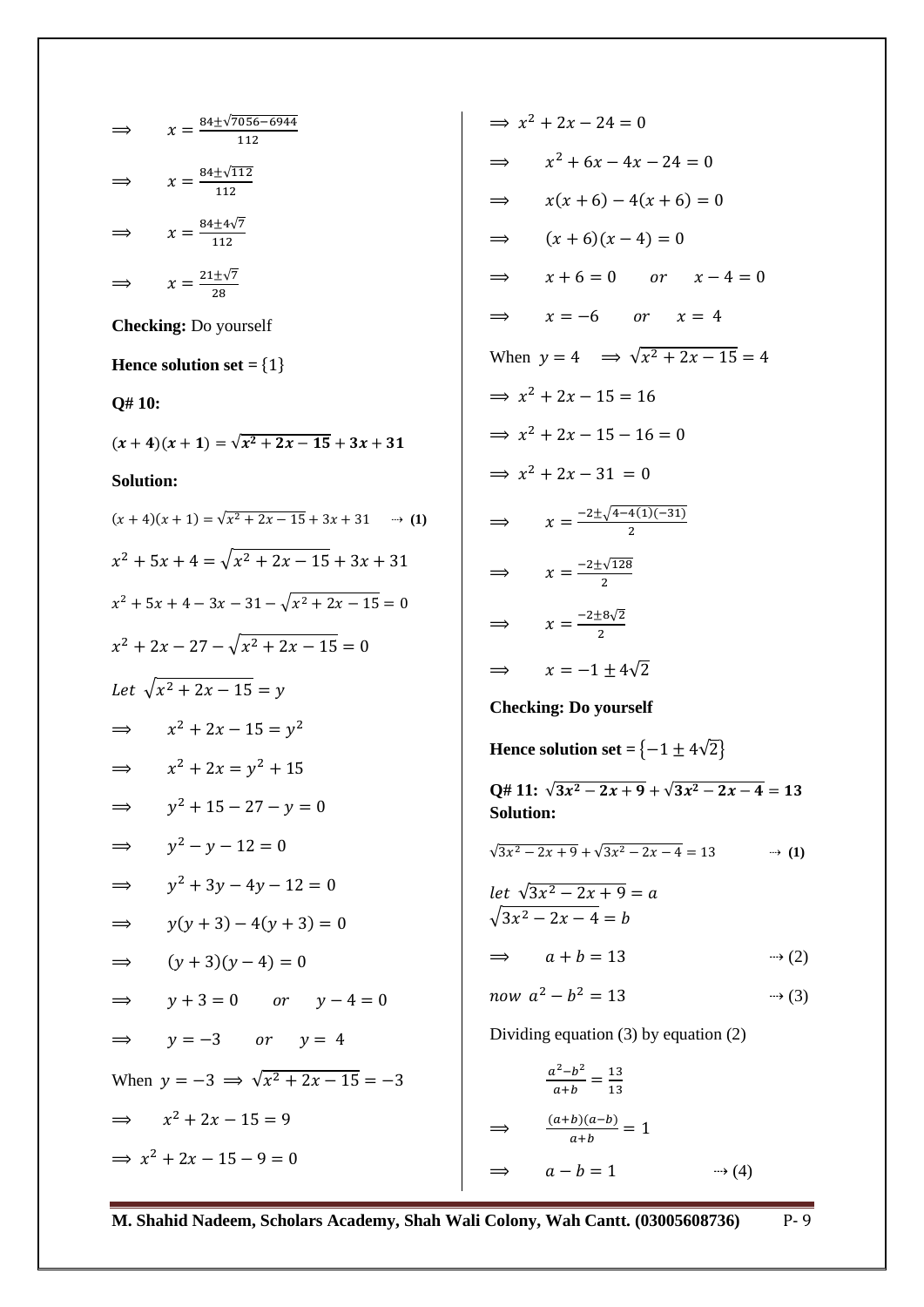$\Rightarrow \quad x = \frac{84 \pm \sqrt{7056 - 6944}}{112}$

$\Rightarrow \quad x = \frac{84 \pm \sqrt{112}}{112}$

$\Rightarrow \quad x = \frac{84 \pm 4\sqrt{7}}{112}$

$\Rightarrow \quad x = \frac{21 \pm \sqrt{7}}{28}$

**Checking:** Do yourself

**Hence solution set** = $\{1\}$

**Q# 10:**

$(\boldsymbol{x+4})(\boldsymbol{x+1}) = \sqrt{\boldsymbol{x^2+2x-15}} + \boldsymbol{3x+31}$

**Solution:**

$(x+4)(x+1) = \sqrt{x^2+2x-15} + 3x + 31 \quad \rightarrow$ **(1)**

$x^2 + 5x + 4 = \sqrt{x^2+2x-15} + 3x + 31$

$x^2 + 5x + 4 - 3x - 31 - \sqrt{x^2+2x-15} = 0$

$x^2 + 2x - 27 - \sqrt{x^2+2x-15} = 0$

$Let \ \sqrt{x^2+2x-15} = y$

$\Rightarrow \quad x^2 + 2x - 15 = y^2$

$\Rightarrow \quad x^2 + 2x = y^2 + 15$

$\Rightarrow \quad y^2 + 15 - 27 - y = 0$

$\Rightarrow \quad y^2 - y - 12 = 0$

$\Rightarrow \quad y^2 + 3y - 4y - 12 = 0$

$\Rightarrow \quad y(y+3) - 4(y+3) = 0$

$\Rightarrow \quad (y+3)(y-4) = 0$

$\Rightarrow \quad y + 3 = 0 \quad or \quad y - 4 = 0$

$\Rightarrow \quad y = -3 \quad or \quad y = 4$

When $y = -3 \Rightarrow \sqrt{x^2+2x-15} = -3$

$\Rightarrow \quad x^2 + 2x - 15 = 9$

$\Rightarrow x^2 + 2x - 15 - 9 = 0$

$\Rightarrow x^2 + 2x - 24 = 0$

$\Rightarrow \quad x^2 + 6x - 4x - 24 = 0$

$\Rightarrow \quad x(x+6) - 4(x+6) = 0$

$\Rightarrow \quad (x+6)(x-4) = 0$

$\Rightarrow \quad x + 6 = 0 \quad or \quad x - 4 = 0$

$\Rightarrow \quad x = -6 \quad or \quad x = 4$

When $y = 4 \quad \Rightarrow \sqrt{x^2+2x-15} = 4$

$\Rightarrow x^2 + 2x - 15 = 16$

$\Rightarrow x^2 + 2x - 15 - 16 = 0$

$\Rightarrow x^2 + 2x - 31 = 0$

$\Rightarrow \quad x = \frac{-2 \pm \sqrt{4 - 4(1)(-31)}}{2}$

$\Rightarrow \quad x = \frac{-2 \pm \sqrt{128}}{2}$

$\Rightarrow \quad x = \frac{-2 \pm 8\sqrt{2}}{2}$

$\Rightarrow \quad x = -1 \pm 4\sqrt{2}$

**Checking: Do yourself**

**Hence solution set** = $\{-1 \pm 4\sqrt{2}\}$

**Q# 11:** $\sqrt{\boldsymbol{3x^2-2x+9}} + \sqrt{\boldsymbol{3x^2-2x-4}} = \boldsymbol{13}$

**Solution:**

$\sqrt{3x^2-2x+9} + \sqrt{3x^2-2x-4} = 13 \quad \rightarrow$ **(1)**

$let \ \sqrt{3x^2-2x+9} = a$

$\sqrt{3x^2-2x-4} = b$

$\Rightarrow \quad a + b = 13 \quad \rightarrow (2)$

$now \ a^2 - b^2 = 13 \quad \rightarrow (3)$

Dividing equation (3) by equation (2)

$\frac{a^2-b^2}{a+b} = \frac{13}{13}$

$\Rightarrow \quad \frac{(a+b)(a-b)}{a+b} = 1$

$\Rightarrow \quad a - b = 1 \quad \rightarrow (4)$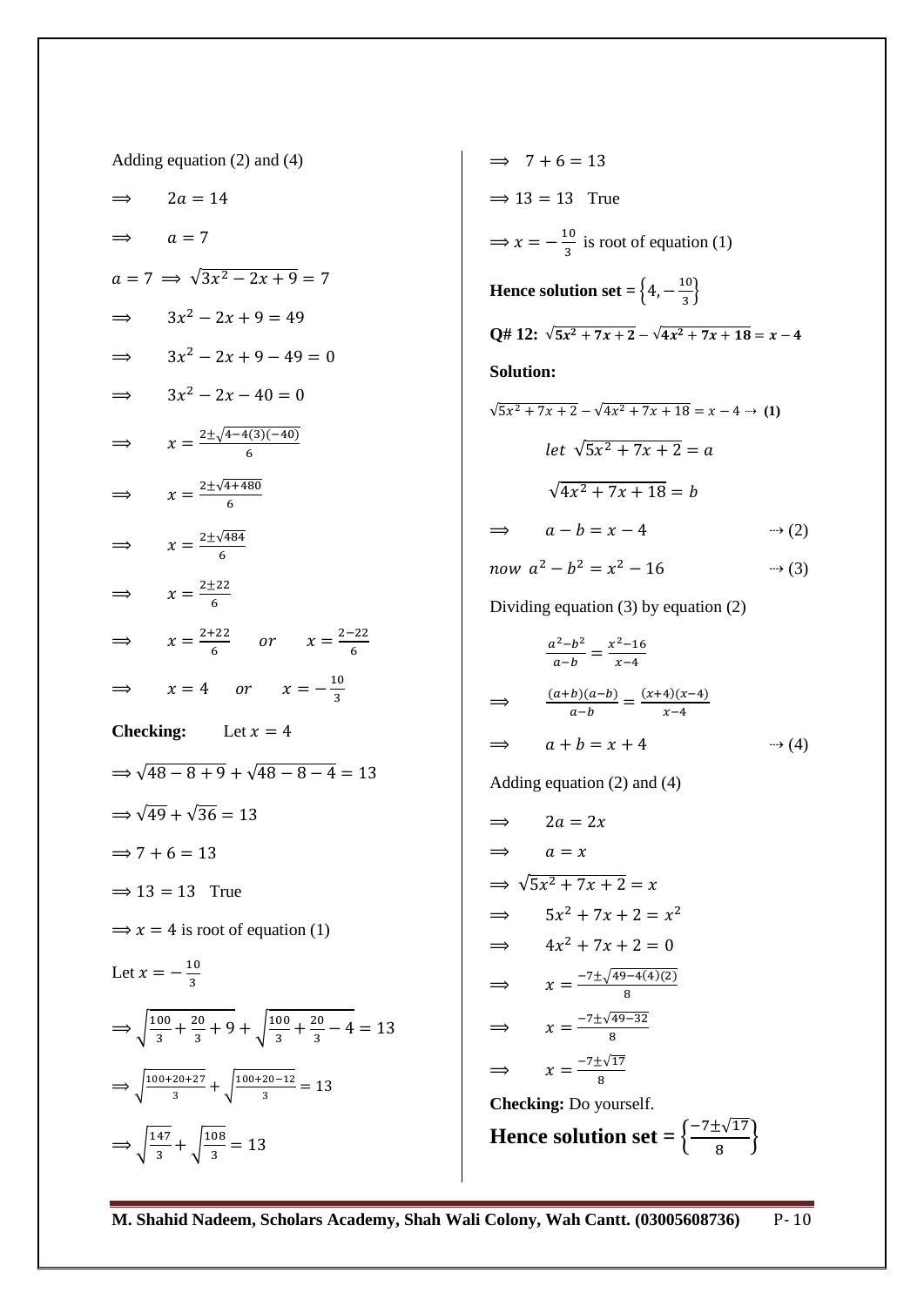Adding equation (2) and (4)

$\Longrightarrow \quad 2a = 14$

$\Longrightarrow \quad a = 7$

$a = 7 \Longrightarrow \sqrt{3x^2 - 2x + 9} = 7$

$\Longrightarrow \quad 3x^2 - 2x + 9 = 49$

$\Longrightarrow \quad 3x^2 - 2x + 9 - 49 = 0$

$\Longrightarrow \quad 3x^2 - 2x - 40 = 0$

$\Longrightarrow \quad x = \frac{2 \pm \sqrt{4 - 4(3)(-40)}}{6}$

$\Longrightarrow \quad x = \frac{2 \pm \sqrt{4 + 480}}{6}$

$\Longrightarrow \quad x = \frac{2 \pm \sqrt{484}}{6}$

$\Longrightarrow \quad x = \frac{2 \pm 22}{6}$

$\Longrightarrow \quad x = \frac{2+22}{6} \quad or \quad x = \frac{2-22}{6}$

$\Longrightarrow \quad x = 4 \quad or \quad x = -\frac{10}{3}$

**Checking:** Let $x = 4$

$\Longrightarrow \sqrt{48 - 8 + 9} + \sqrt{48 - 8 - 4} = 13$

$\Longrightarrow \sqrt{49} + \sqrt{36} = 13$

$\Longrightarrow 7 + 6 = 13$

$\Longrightarrow 13 = 13$ True

$\Longrightarrow x = 4$ is root of equation (1)

Let $x = -\frac{10}{3}$

$\Longrightarrow \sqrt{\frac{100}{3} + \frac{20}{3} + 9} + \sqrt{\frac{100}{3} + \frac{20}{3} - 4} = 13$

$\Longrightarrow \sqrt{\frac{100+20+27}{3}} + \sqrt{\frac{100+20-12}{3}} = 13$

$\Longrightarrow \sqrt{\frac{147}{3}} + \sqrt{\frac{108}{3}} = 13$

$\Longrightarrow \quad 7 + 6 = 13$

$\Longrightarrow 13 = 13$ True

$\Longrightarrow x = -\frac{10}{3}$ is root of equation (1)

**Hence solution set =** $\left\{4, -\frac{10}{3}\right\}$

**Q# 12:** $\sqrt{5x^2 + 7x + 2} - \sqrt{4x^2 + 7x + 18} = x - 4$

**Solution:**

$\sqrt{5x^2 + 7x + 2} - \sqrt{4x^2 + 7x + 18} = x - 4 \rightarrow$ **(1)**

$let \ \sqrt{5x^2 + 7x + 2} = a$

$\sqrt{4x^2 + 7x + 18} = b$

$\Longrightarrow \quad a - b = x - 4 \quad \rightarrow (2)$

$now \ a^2 - b^2 = x^2 - 16 \quad \rightarrow (3)$

Dividing equation (3) by equation (2)

$\frac{a^2 - b^2}{a - b} = \frac{x^2 - 16}{x - 4}$

$\Longrightarrow \quad \frac{(a+b)(a-b)}{a-b} = \frac{(x+4)(x-4)}{x-4}$

$\Longrightarrow \quad a + b = x + 4 \quad \rightarrow (4)$

Adding equation (2) and (4)

$\Longrightarrow \quad 2a = 2x$

$\Longrightarrow \quad a = x$

$\Longrightarrow \sqrt{5x^2 + 7x + 2} = x$

$\Longrightarrow \quad 5x^2 + 7x + 2 = x^2$

$\Longrightarrow \quad 4x^2 + 7x + 2 = 0$

$\Longrightarrow \quad x = \frac{-7 \pm \sqrt{49 - 4(4)(2)}}{8}$

$\Longrightarrow \quad x = \frac{-7 \pm \sqrt{49 - 32}}{8}$

$\Longrightarrow \quad x = \frac{-7 \pm \sqrt{17}}{8}$

**Checking:** Do yourself.

**Hence solution set =** $\left\{\frac{-7 \pm \sqrt{17}}{8}\right\}$